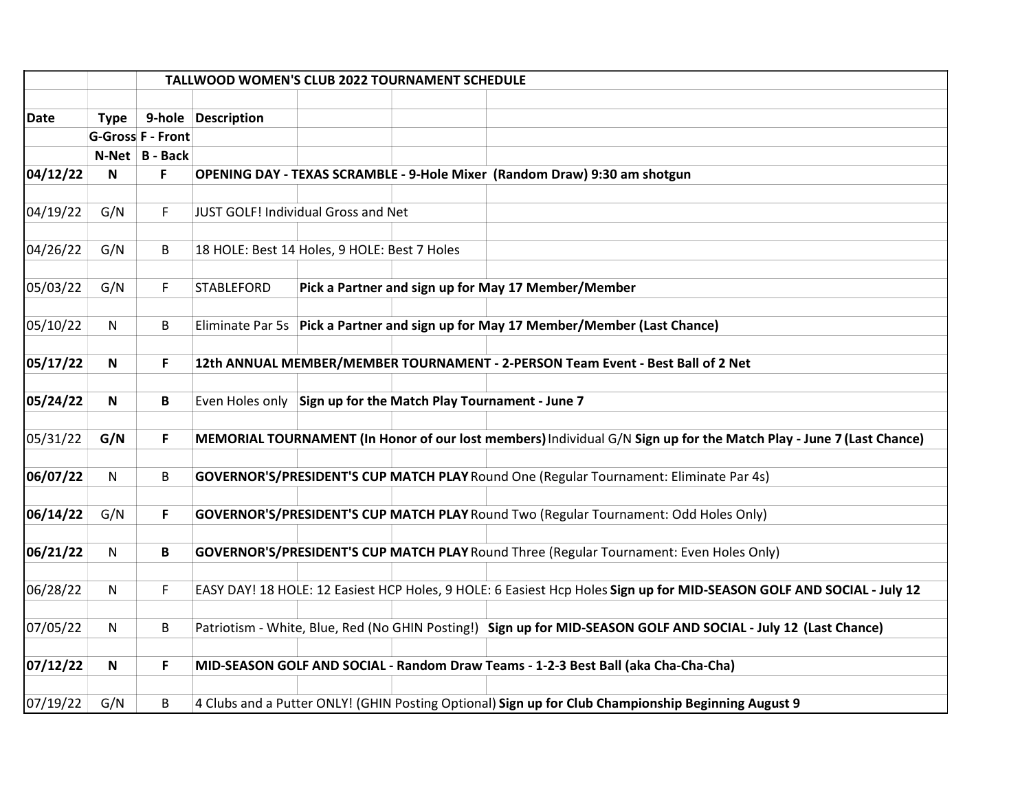# TALLWOOD WOMEN'S CLUB 2022 TOURNAMENT SCHEDULE

| Date | Type | 9-hole | Description |
|---|---|---|---|
| | G-Gross | F - Front | |
| | N-Net | B - Back | |
| **04/12/22** | **N** | **F** | **OPENING DAY - TEXAS SCRAMBLE - 9-Hole Mixer (Random Draw) 9:30 am shotgun** |
| 04/19/22 | G/N | F | JUST GOLF! Individual Gross and Net |
| 04/26/22 | G/N | B | 18 HOLE: Best 14 Holes, 9 HOLE: Best 7 Holes |
| 05/03/22 | G/N | F | STABLEFORD **Pick a Partner and sign up for May 17 Member/Member** |
| 05/10/22 | N | B | Eliminate Par 5s **Pick a Partner and sign up for May 17 Member/Member (Last Chance)** |
| **05/17/22** | **N** | **F** | **12th ANNUAL MEMBER/MEMBER TOURNAMENT - 2-PERSON Team Event - Best Ball of 2 Net** |
| **05/24/22** | **N** | **B** | Even Holes only **Sign up for the Match Play Tournament - June 7** |
| 05/31/22 | **G/N** | **F** | **MEMORIAL TOURNAMENT (In Honor of our lost members)** Individual G/N **Sign up for the Match Play - June 7 (Last Chance)** |
| **06/07/22** | N | B | **GOVERNOR'S/PRESIDENT'S CUP MATCH PLAY** Round One (Regular Tournament: Eliminate Par 4s) |
| **06/14/22** | G/N | **F** | **GOVERNOR'S/PRESIDENT'S CUP MATCH PLAY** Round Two (Regular Tournament: Odd Holes Only) |
| **06/21/22** | N | **B** | **GOVERNOR'S/PRESIDENT'S CUP MATCH PLAY** Round Three (Regular Tournament: Even Holes Only) |
| 06/28/22 | N | F | EASY DAY! 18 HOLE: 12 Easiest HCP Holes, 9 HOLE: 6 Easiest Hcp Holes **Sign up for MID-SEASON GOLF AND SOCIAL - July 12** |
| 07/05/22 | N | B | Patriotism - White, Blue, Red (No GHIN Posting!) **Sign up for MID-SEASON GOLF AND SOCIAL - July 12 (Last Chance)** |
| **07/12/22** | **N** | **F** | **MID-SEASON GOLF AND SOCIAL - Random Draw Teams - 1-2-3 Best Ball (aka Cha-Cha-Cha)** |
| 07/19/22 | G/N | B | 4 Clubs and a Putter ONLY! (GHIN Posting Optional) **Sign up for Club Championship Beginning August 9** |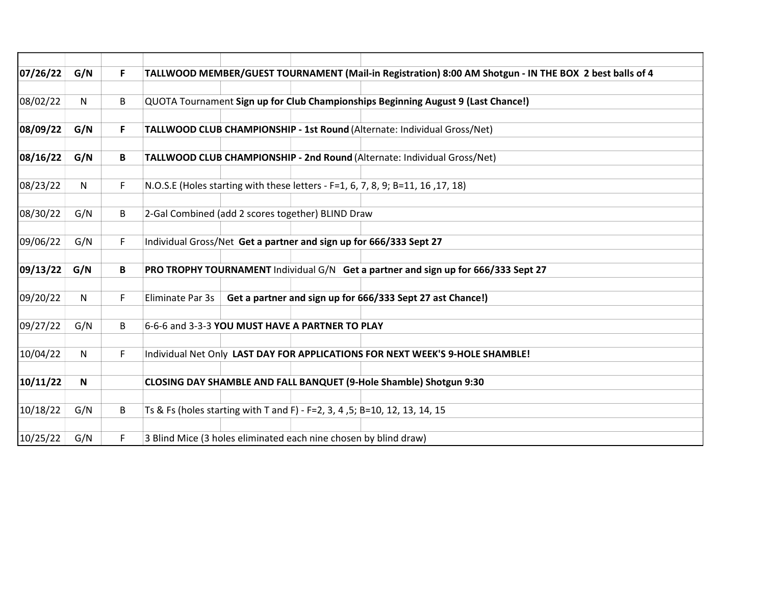| | | | |
|---|---|---|---|
| **07/26/22** | **G/N** | **F** | **TALLWOOD MEMBER/GUEST TOURNAMENT (Mail-in Registration) 8:00 AM Shotgun - IN THE BOX 2 best balls of 4** |
| 08/02/22 | N | B | QUOTA Tournament **Sign up for Club Championships Beginning August 9 (Last Chance!)** |
| **08/09/22** | **G/N** | **F** | **TALLWOOD CLUB CHAMPIONSHIP - 1st Round** (Alternate: Individual Gross/Net) |
| **08/16/22** | **G/N** | **B** | **TALLWOOD CLUB CHAMPIONSHIP - 2nd Round** (Alternate: Individual Gross/Net) |
| 08/23/22 | N | F | N.O.S.E (Holes starting with these letters - F=1, 6, 7, 8, 9; B=11, 16 ,17, 18) |
| 08/30/22 | G/N | B | 2-Gal Combined (add 2 scores together) BLIND Draw |
| 09/06/22 | G/N | F | Individual Gross/Net **Get a partner and sign up for 666/333 Sept 27** |
| **09/13/22** | **G/N** | **B** | **PRO TROPHY TOURNAMENT** Individual G/N **Get a partner and sign up for 666/333 Sept 27** |
| 09/20/22 | N | F | Eliminate Par 3s **Get a partner and sign up for 666/333 Sept 27 ast Chance!)** |
| 09/27/22 | G/N | B | 6-6-6 and 3-3-3 **YOU MUST HAVE A PARTNER TO PLAY** |
| 10/04/22 | N | F | Individual Net Only **LAST DAY FOR APPLICATIONS FOR NEXT WEEK'S 9-HOLE SHAMBLE!** |
| **10/11/22** | **N** | | **CLOSING DAY SHAMBLE AND FALL BANQUET (9-Hole Shamble) Shotgun 9:30** |
| 10/18/22 | G/N | B | Ts & Fs (holes starting with T and F) - F=2, 3, 4 ,5; B=10, 12, 13, 14, 15 |
| 10/25/22 | G/N | F | 3 Blind Mice (3 holes eliminated each nine chosen by blind draw) |